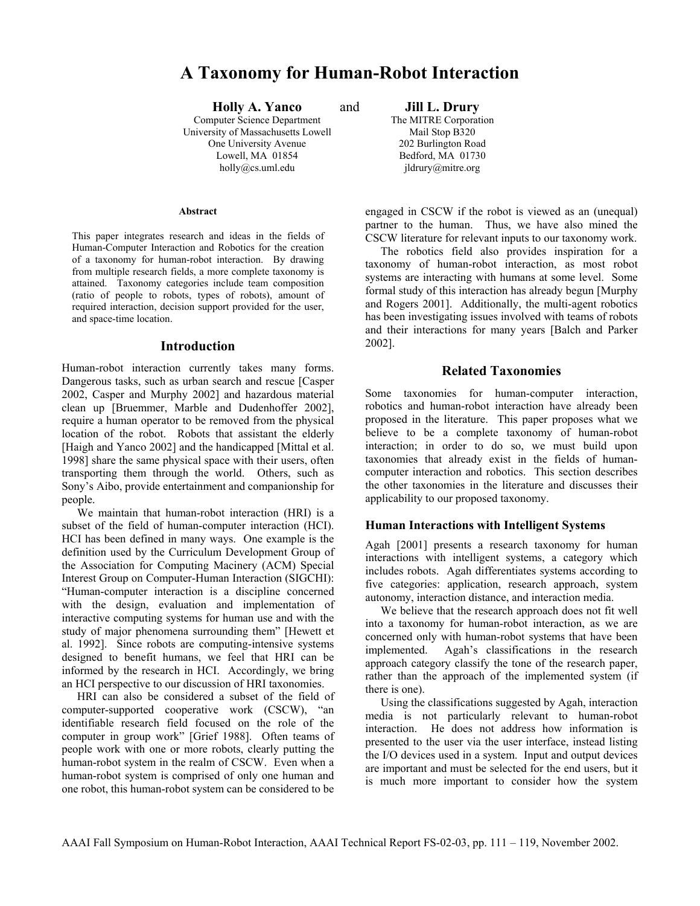# A Taxonomy for Human-Robot Interaction

**Holly A. Yanco**
Computer Science Department
University of Massachusetts Lowell
One University Avenue
Lowell, MA 01854
holly@cs.uml.edu

and

**Jill L. Drury**
The MITRE Corporation
Mail Stop B320
202 Burlington Road
Bedford, MA 01730
jldrury@mitre.org

#### Abstract

This paper integrates research and ideas in the fields of Human-Computer Interaction and Robotics for the creation of a taxonomy for human-robot interaction. By drawing from multiple research fields, a more complete taxonomy is attained. Taxonomy categories include team composition (ratio of people to robots, types of robots), amount of required interaction, decision support provided for the user, and space-time location.

## Introduction

Human-robot interaction currently takes many forms. Dangerous tasks, such as urban search and rescue [Casper 2002, Casper and Murphy 2002] and hazardous material clean up [Bruemmer, Marble and Dudenhoffer 2002], require a human operator to be removed from the physical location of the robot. Robots that assistant the elderly [Haigh and Yanco 2002] and the handicapped [Mittal et al. 1998] share the same physical space with their users, often transporting them through the world. Others, such as Sony's Aibo, provide entertainment and companionship for people.

We maintain that human-robot interaction (HRI) is a subset of the field of human-computer interaction (HCI). HCI has been defined in many ways. One example is the definition used by the Curriculum Development Group of the Association for Computing Macinery (ACM) Special Interest Group on Computer-Human Interaction (SIGCHI): "Human-computer interaction is a discipline concerned with the design, evaluation and implementation of interactive computing systems for human use and with the study of major phenomena surrounding them" [Hewett et al. 1992]. Since robots are computing-intensive systems designed to benefit humans, we feel that HRI can be informed by the research in HCI. Accordingly, we bring an HCI perspective to our discussion of HRI taxonomies.

HRI can also be considered a subset of the field of computer-supported cooperative work (CSCW), "an identifiable research field focused on the role of the computer in group work" [Grief 1988]. Often teams of people work with one or more robots, clearly putting the human-robot system in the realm of CSCW. Even when a human-robot system is comprised of only one human and one robot, this human-robot system can be considered to be engaged in CSCW if the robot is viewed as an (unequal) partner to the human. Thus, we have also mined the CSCW literature for relevant inputs to our taxonomy work.

The robotics field also provides inspiration for a taxonomy of human-robot interaction, as most robot systems are interacting with humans at some level. Some formal study of this interaction has already begun [Murphy and Rogers 2001]. Additionally, the multi-agent robotics has been investigating issues involved with teams of robots and their interactions for many years [Balch and Parker 2002].

## Related Taxonomies

Some taxonomies for human-computer interaction, robotics and human-robot interaction have already been proposed in the literature. This paper proposes what we believe to be a complete taxonomy of human-robot interaction; in order to do so, we must build upon taxonomies that already exist in the fields of human-computer interaction and robotics. This section describes the other taxonomies in the literature and discusses their applicability to our proposed taxonomy.

### Human Interactions with Intelligent Systems

Agah [2001] presents a research taxonomy for human interactions with intelligent systems, a category which includes robots. Agah differentiates systems according to five categories: application, research approach, system autonomy, interaction distance, and interaction media.

We believe that the research approach does not fit well into a taxonomy for human-robot interaction, as we are concerned only with human-robot systems that have been implemented. Agah's classifications in the research approach category classify the tone of the research paper, rather than the approach of the implemented system (if there is one).

Using the classifications suggested by Agah, interaction media is not particularly relevant to human-robot interaction. He does not address how information is presented to the user via the user interface, instead listing the I/O devices used in a system. Input and output devices are important and must be selected for the end users, but it is much more important to consider how the system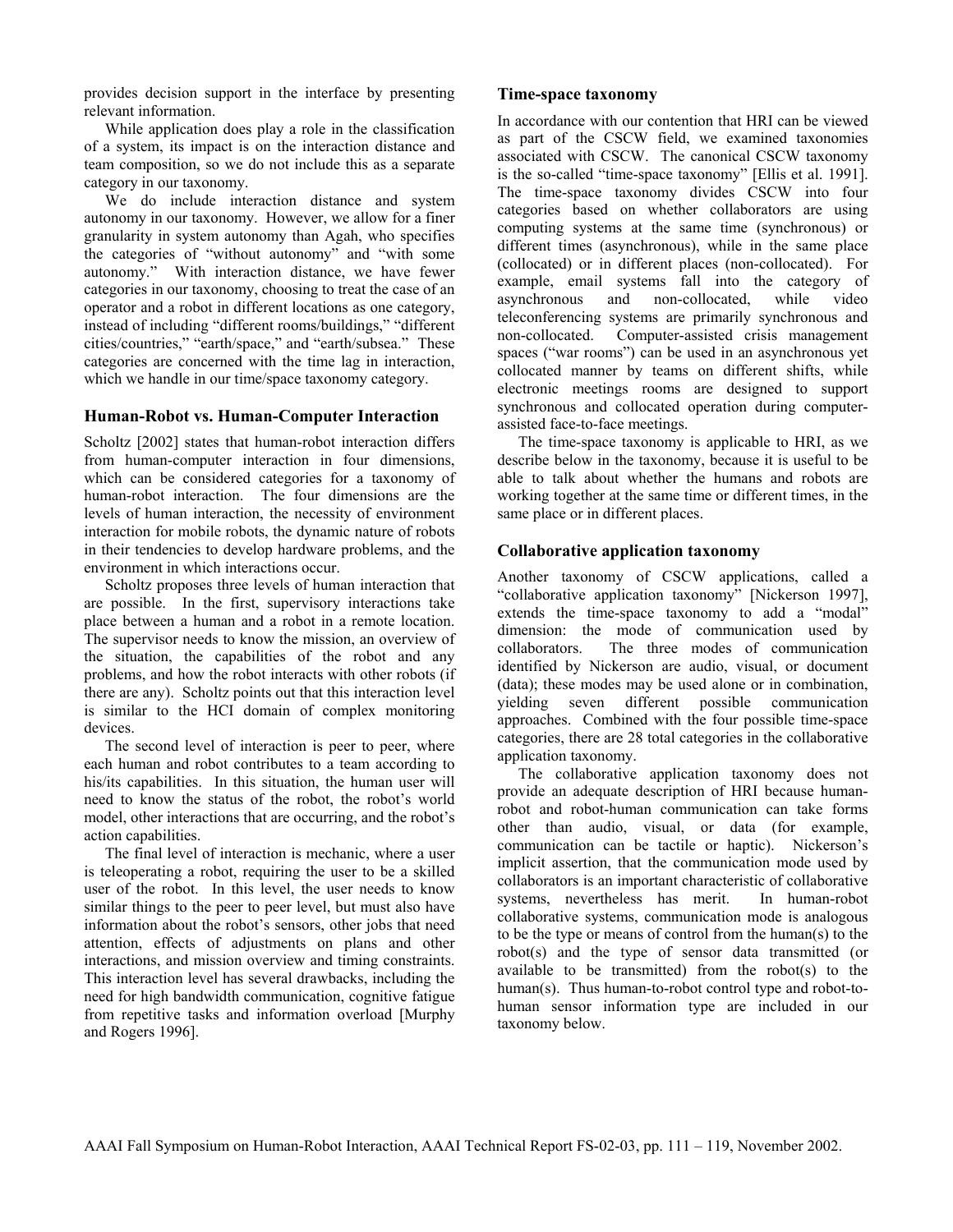provides decision support in the interface by presenting relevant information.

While application does play a role in the classification of a system, its impact is on the interaction distance and team composition, so we do not include this as a separate category in our taxonomy.

We do include interaction distance and system autonomy in our taxonomy. However, we allow for a finer granularity in system autonomy than Agah, who specifies the categories of "without autonomy" and "with some autonomy." With interaction distance, we have fewer categories in our taxonomy, choosing to treat the case of an operator and a robot in different locations as one category, instead of including "different rooms/buildings," "different cities/countries," "earth/space," and "earth/subsea." These categories are concerned with the time lag in interaction, which we handle in our time/space taxonomy category.

## Human-Robot vs. Human-Computer Interaction

Scholtz [2002] states that human-robot interaction differs from human-computer interaction in four dimensions, which can be considered categories for a taxonomy of human-robot interaction. The four dimensions are the levels of human interaction, the necessity of environment interaction for mobile robots, the dynamic nature of robots in their tendencies to develop hardware problems, and the environment in which interactions occur.

Scholtz proposes three levels of human interaction that are possible. In the first, supervisory interactions take place between a human and a robot in a remote location. The supervisor needs to know the mission, an overview of the situation, the capabilities of the robot and any problems, and how the robot interacts with other robots (if there are any). Scholtz points out that this interaction level is similar to the HCI domain of complex monitoring devices.

The second level of interaction is peer to peer, where each human and robot contributes to a team according to his/its capabilities. In this situation, the human user will need to know the status of the robot, the robot's world model, other interactions that are occurring, and the robot's action capabilities.

The final level of interaction is mechanic, where a user is teleoperating a robot, requiring the user to be a skilled user of the robot. In this level, the user needs to know similar things to the peer to peer level, but must also have information about the robot's sensors, other jobs that need attention, effects of adjustments on plans and other interactions, and mission overview and timing constraints. This interaction level has several drawbacks, including the need for high bandwidth communication, cognitive fatigue from repetitive tasks and information overload [Murphy and Rogers 1996].

### Time-space taxonomy

In accordance with our contention that HRI can be viewed as part of the CSCW field, we examined taxonomies associated with CSCW. The canonical CSCW taxonomy is the so-called "time-space taxonomy" [Ellis et al. 1991]. The time-space taxonomy divides CSCW into four categories based on whether collaborators are using computing systems at the same time (synchronous) or different times (asynchronous), while in the same place (collocated) or in different places (non-collocated). For example, email systems fall into the category of asynchronous and non-collocated, while video teleconferencing systems are primarily synchronous and non-collocated. Computer-assisted crisis management spaces ("war rooms") can be used in an asynchronous yet collocated manner by teams on different shifts, while electronic meetings rooms are designed to support synchronous and collocated operation during computer-assisted face-to-face meetings.

The time-space taxonomy is applicable to HRI, as we describe below in the taxonomy, because it is useful to be able to talk about whether the humans and robots are working together at the same time or different times, in the same place or in different places.

### Collaborative application taxonomy

Another taxonomy of CSCW applications, called a "collaborative application taxonomy" [Nickerson 1997], extends the time-space taxonomy to add a "modal" dimension: the mode of communication used by collaborators. The three modes of communication identified by Nickerson are audio, visual, or document (data); these modes may be used alone or in combination, yielding seven different possible communication approaches. Combined with the four possible time-space categories, there are 28 total categories in the collaborative application taxonomy.

The collaborative application taxonomy does not provide an adequate description of HRI because human-robot and robot-human communication can take forms other than audio, visual, or data (for example, communication can be tactile or haptic). Nickerson's implicit assertion, that the communication mode used by collaborators is an important characteristic of collaborative systems, nevertheless has merit. In human-robot collaborative systems, communication mode is analogous to be the type or means of control from the human(s) to the robot(s) and the type of sensor data transmitted (or available to be transmitted) from the robot(s) to the human(s). Thus human-to-robot control type and robot-to-human sensor information type are included in our taxonomy below.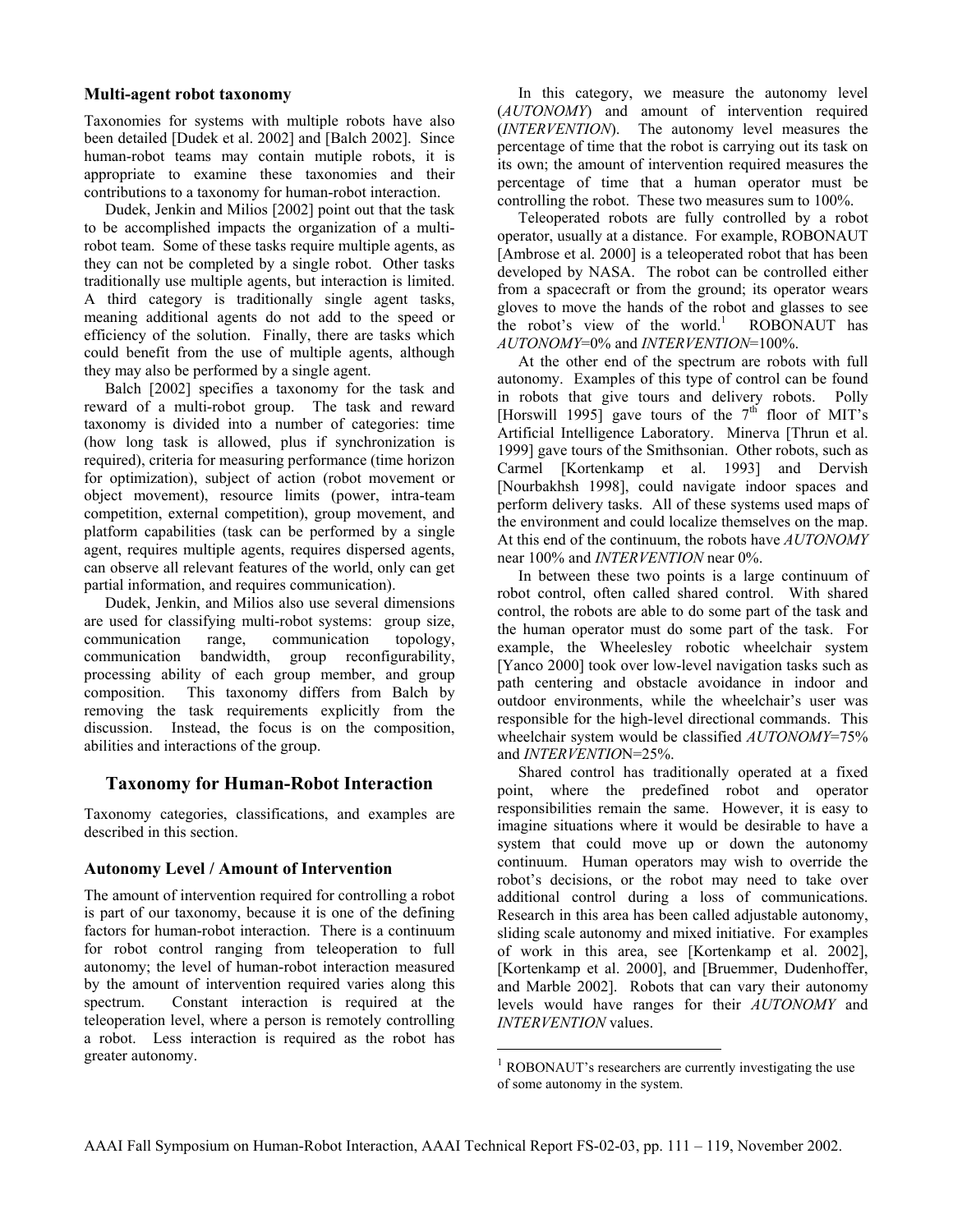### Multi-agent robot taxonomy

Taxonomies for systems with multiple robots have also been detailed [Dudek et al. 2002] and [Balch 2002]. Since human-robot teams may contain mutiple robots, it is appropriate to examine these taxonomies and their contributions to a taxonomy for human-robot interaction.

Dudek, Jenkin and Milios [2002] point out that the task to be accomplished impacts the organization of a multi-robot team. Some of these tasks require multiple agents, as they can not be completed by a single robot. Other tasks traditionally use multiple agents, but interaction is limited. A third category is traditionally single agent tasks, meaning additional agents do not add to the speed or efficiency of the solution. Finally, there are tasks which could benefit from the use of multiple agents, although they may also be performed by a single agent.

Balch [2002] specifies a taxonomy for the task and reward of a multi-robot group. The task and reward taxonomy is divided into a number of categories: time (how long task is allowed, plus if synchronization is required), criteria for measuring performance (time horizon for optimization), subject of action (robot movement or object movement), resource limits (power, intra-team competition, external competition), group movement, and platform capabilities (task can be performed by a single agent, requires multiple agents, requires dispersed agents, can observe all relevant features of the world, only can get partial information, and requires communication).

Dudek, Jenkin, and Milios also use several dimensions are used for classifying multi-robot systems: group size, communication range, communication topology, communication bandwidth, group reconfigurability, processing ability of each group member, and group composition. This taxonomy differs from Balch by removing the task requirements explicitly from the discussion. Instead, the focus is on the composition, abilities and interactions of the group.

## Taxonomy for Human-Robot Interaction

Taxonomy categories, classifications, and examples are described in this section.

### Autonomy Level / Amount of Intervention

The amount of intervention required for controlling a robot is part of our taxonomy, because it is one of the defining factors for human-robot interaction. There is a continuum for robot control ranging from teleoperation to full autonomy; the level of human-robot interaction measured by the amount of intervention required varies along this spectrum. Constant interaction is required at the teleoperation level, where a person is remotely controlling a robot. Less interaction is required as the robot has greater autonomy.

In this category, we measure the autonomy level (*AUTONOMY*) and amount of intervention required (*INTERVENTION*). The autonomy level measures the percentage of time that the robot is carrying out its task on its own; the amount of intervention required measures the percentage of time that a human operator must be controlling the robot. These two measures sum to 100%.

Teleoperated robots are fully controlled by a robot operator, usually at a distance. For example, ROBONAUT [Ambrose et al. 2000] is a teleoperated robot that has been developed by NASA. The robot can be controlled either from a spacecraft or from the ground; its operator wears gloves to move the hands of the robot and glasses to see the robot's view of the world.[1] ROBONAUT has *AUTONOMY*=0% and *INTERVENTION*=100%.

At the other end of the spectrum are robots with full autonomy. Examples of this type of control can be found in robots that give tours and delivery robots. Polly [Horswill 1995] gave tours of the 7th floor of MIT's Artificial Intelligence Laboratory. Minerva [Thrun et al. 1999] gave tours of the Smithsonian. Other robots, such as Carmel [Kortenkamp et al. 1993] and Dervish [Nourbakhsh 1998], could navigate indoor spaces and perform delivery tasks. All of these systems used maps of the environment and could localize themselves on the map. At this end of the continuum, the robots have *AUTONOMY* near 100% and *INTERVENTION* near 0%.

In between these two points is a large continuum of robot control, often called shared control. With shared control, the robots are able to do some part of the task and the human operator must do some part of the task. For example, the Wheelesley robotic wheelchair system [Yanco 2000] took over low-level navigation tasks such as path centering and obstacle avoidance in indoor and outdoor environments, while the wheelchair's user was responsible for the high-level directional commands. This wheelchair system would be classified *AUTONOMY*=75% and *INTERVENTION*=25%.

Shared control has traditionally operated at a fixed point, where the predefined robot and operator responsibilities remain the same. However, it is easy to imagine situations where it would be desirable to have a system that could move up or down the autonomy continuum. Human operators may wish to override the robot's decisions, or the robot may need to take over additional control during a loss of communications. Research in this area has been called adjustable autonomy, sliding scale autonomy and mixed initiative. For examples of work in this area, see [Kortenkamp et al. 2002], [Kortenkamp et al. 2000], and [Bruemmer, Dudenhoffer, and Marble 2002]. Robots that can vary their autonomy levels would have ranges for their *AUTONOMY* and *INTERVENTION* values.

[1] ROBONAUT's researchers are currently investigating the use of some autonomy in the system.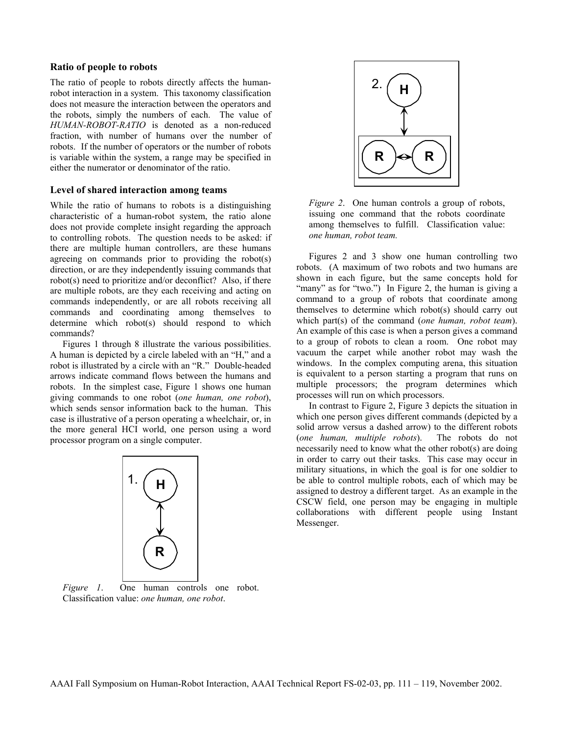### Ratio of people to robots

The ratio of people to robots directly affects the human-robot interaction in a system. This taxonomy classification does not measure the interaction between the operators and the robots, simply the numbers of each. The value of *HUMAN-ROBOT-RATIO* is denoted as a non-reduced fraction, with number of humans over the number of robots. If the number of operators or the number of robots is variable within the system, a range may be specified in either the numerator or denominator of the ratio.

### Level of shared interaction among teams

While the ratio of humans to robots is a distinguishing characteristic of a human-robot system, the ratio alone does not provide complete insight regarding the approach to controlling robots. The question needs to be asked: if there are multiple human controllers, are these humans agreeing on commands prior to providing the robot(s) direction, or are they independently issuing commands that robot(s) need to prioritize and/or deconflict? Also, if there are multiple robots, are they each receiving and acting on commands independently, or are all robots receiving all commands and coordinating among themselves to determine which robot(s) should respond to which commands?

Figures 1 through 8 illustrate the various possibilities. A human is depicted by a circle labeled with an "H," and a robot is illustrated by a circle with an "R." Double-headed arrows indicate command flows between the humans and robots. In the simplest case, Figure 1 shows one human giving commands to one robot (*one human, one robot*), which sends sensor information back to the human. This case is illustrative of a person operating a wheelchair, or, in the more general HCI world, one person using a word processor program on a single computer.

*Figure 1*. One human controls one robot. Classification value: *one human, one robot*.

*Figure 2*. One human controls a group of robots, issuing one command that the robots coordinate among themselves to fulfill. Classification value: *one human, robot team.*

Figures 2 and 3 show one human controlling two robots. (A maximum of two robots and two humans are shown in each figure, but the same concepts hold for "many" as for "two.") In Figure 2, the human is giving a command to a group of robots that coordinate among themselves to determine which robot(s) should carry out which part(s) of the command (*one human, robot team*). An example of this case is when a person gives a command to a group of robots to clean a room. One robot may vacuum the carpet while another robot may wash the windows. In the complex computing arena, this situation is equivalent to a person starting a program that runs on multiple processors; the program determines which processes will run on which processors.

In contrast to Figure 2, Figure 3 depicts the situation in which one person gives different commands (depicted by a solid arrow versus a dashed arrow) to the different robots (*one human, multiple robots*). The robots do not necessarily need to know what the other robot(s) are doing in order to carry out their tasks. This case may occur in military situations, in which the goal is for one soldier to be able to control multiple robots, each of which may be assigned to destroy a different target. As an example in the CSCW field, one person may be engaging in multiple collaborations with different people using Instant Messenger.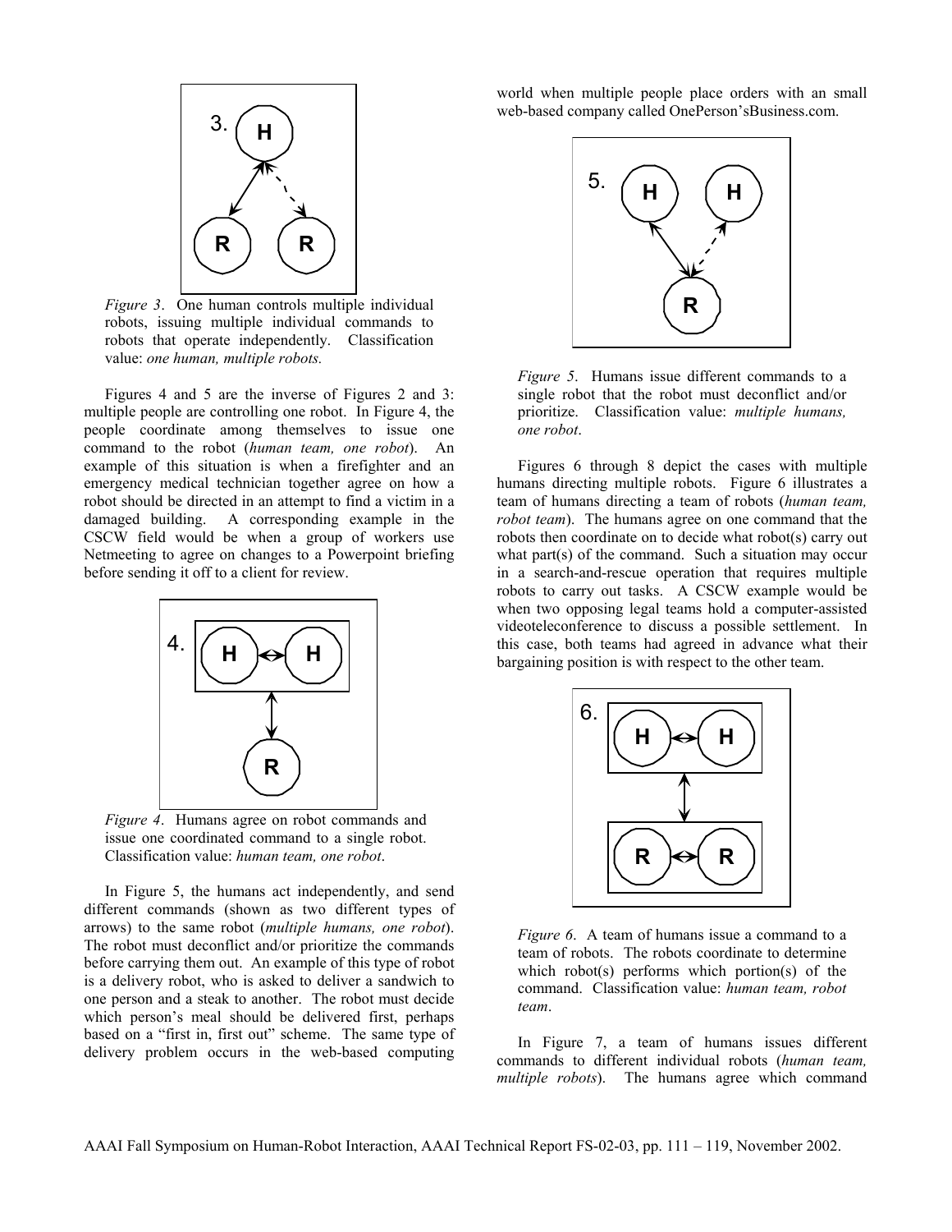*Figure 3*. One human controls multiple individual robots, issuing multiple individual commands to robots that operate independently. Classification value: *one human, multiple robots.*

Figures 4 and 5 are the inverse of Figures 2 and 3: multiple people are controlling one robot. In Figure 4, the people coordinate among themselves to issue one command to the robot (*human team, one robot*). An example of this situation is when a firefighter and an emergency medical technician together agree on how a robot should be directed in an attempt to find a victim in a damaged building. A corresponding example in the CSCW field would be when a group of workers use Netmeeting to agree on changes to a Powerpoint briefing before sending it off to a client for review.

*Figure 4*. Humans agree on robot commands and issue one coordinated command to a single robot. Classification value: *human team, one robot*.

In Figure 5, the humans act independently, and send different commands (shown as two different types of arrows) to the same robot (*multiple humans, one robot*). The robot must deconflict and/or prioritize the commands before carrying them out. An example of this type of robot is a delivery robot, who is asked to deliver a sandwich to one person and a steak to another. The robot must decide which person's meal should be delivered first, perhaps based on a "first in, first out" scheme. The same type of delivery problem occurs in the web-based computing world when multiple people place orders with an small web-based company called OnePerson'sBusiness.com.

*Figure 5*. Humans issue different commands to a single robot that the robot must deconflict and/or prioritize. Classification value: *multiple humans, one robot*.

Figures 6 through 8 depict the cases with multiple humans directing multiple robots. Figure 6 illustrates a team of humans directing a team of robots (*human team, robot team*). The humans agree on one command that the robots then coordinate on to decide what robot(s) carry out what part(s) of the command. Such a situation may occur in a search-and-rescue operation that requires multiple robots to carry out tasks. A CSCW example would be when two opposing legal teams hold a computer-assisted videoteleconference to discuss a possible settlement. In this case, both teams had agreed in advance what their bargaining position is with respect to the other team.

*Figure 6*. A team of humans issue a command to a team of robots. The robots coordinate to determine which robot(s) performs which portion(s) of the command. Classification value: *human team, robot team*.

In Figure 7, a team of humans issues different commands to different individual robots (*human team, multiple robots*). The humans agree which command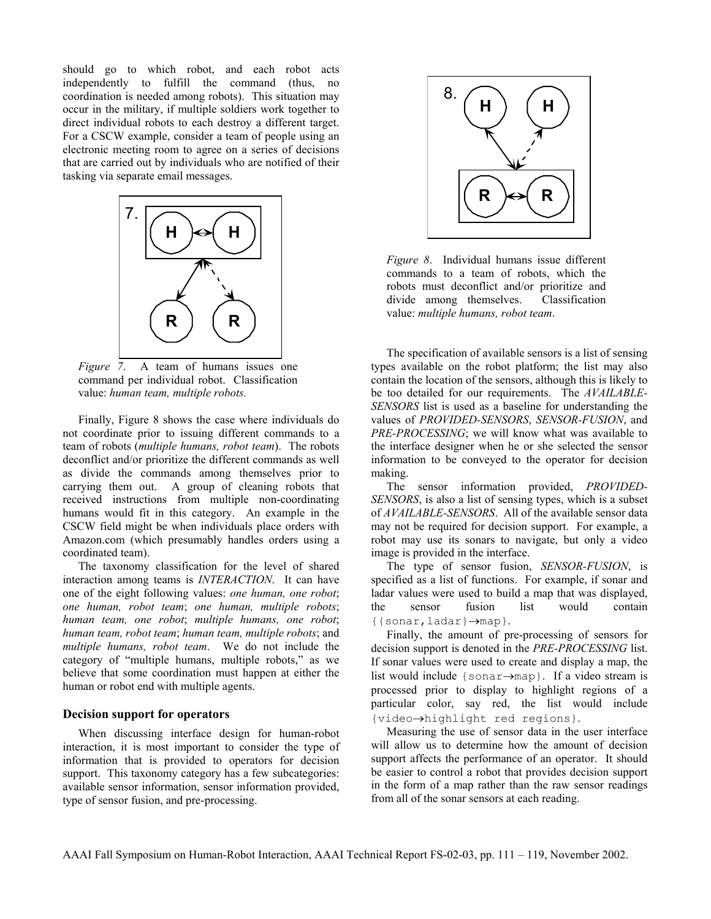should go to which robot, and each robot acts independently to fulfill the command (thus, no coordination is needed among robots). This situation may occur in the military, if multiple soldiers work together to direct individual robots to each destroy a different target. For a CSCW example, consider a team of people using an electronic meeting room to agree on a series of decisions that are carried out by individuals who are notified of their tasking via separate email messages.

*Figure 7*. A team of humans issues one command per individual robot. Classification value: *human team, multiple robots.*

Finally, Figure 8 shows the case where individuals do not coordinate prior to issuing different commands to a team of robots (*multiple humans, robot team*). The robots deconflict and/or prioritize the different commands as well as divide the commands among themselves prior to carrying them out. A group of cleaning robots that received instructions from multiple non-coordinating humans would fit in this category. An example in the CSCW field might be when individuals place orders with Amazon.com (which presumably handles orders using a coordinated team).

The taxonomy classification for the level of shared interaction among teams is *INTERACTION*. It can have one of the eight following values: *one human, one robot*; *one human, robot team*; *one human, multiple robots*; *human team, one robot*; *multiple humans, one robot*; *human team, robot team*; *human team, multiple robots*; and *multiple humans, robot team*. We do not include the category of "multiple humans, multiple robots," as we believe that some coordination must happen at either the human or robot end with multiple agents.

### Decision support for operators

When discussing interface design for human-robot interaction, it is most important to consider the type of information that is provided to operators for decision support. This taxonomy category has a few subcategories: available sensor information, sensor information provided, type of sensor fusion, and pre-processing.

*Figure 8*. Individual humans issue different commands to a team of robots, which the robots must deconflict and/or prioritize and divide among themselves. Classification value: *multiple humans, robot team*.

The specification of available sensors is a list of sensing types available on the robot platform; the list may also contain the location of the sensors, although this is likely to be too detailed for our requirements. The *AVAILABLE-SENSORS* list is used as a baseline for understanding the values of *PROVIDED-SENSORS*, *SENSOR-FUSION*, and *PRE-PROCESSING*; we will know what was available to the interface designer when he or she selected the sensor information to be conveyed to the operator for decision making.

The sensor information provided, *PROVIDED-SENSORS*, is also a list of sensing types, which is a subset of *AVAILABLE-SENSORS*. All of the available sensor data may not be required for decision support. For example, a robot may use its sonars to navigate, but only a video image is provided in the interface.

The type of sensor fusion, *SENSOR-FUSION*, is specified as a list of functions. For example, if sonar and ladar values were used to build a map that was displayed, the sensor fusion list would contain `{{sonar,ladar}→map}`.

Finally, the amount of pre-processing of sensors for decision support is denoted in the *PRE-PROCESSING* list. If sonar values were used to create and display a map, the list would include `{sonar→map}`. If a video stream is processed prior to display to highlight regions of a particular color, say red, the list would include `{video→highlight red regions}`.

Measuring the use of sensor data in the user interface will allow us to determine how the amount of decision support affects the performance of an operator. It should be easier to control a robot that provides decision support in the form of a map rather than the raw sensor readings from all of the sonar sensors at each reading.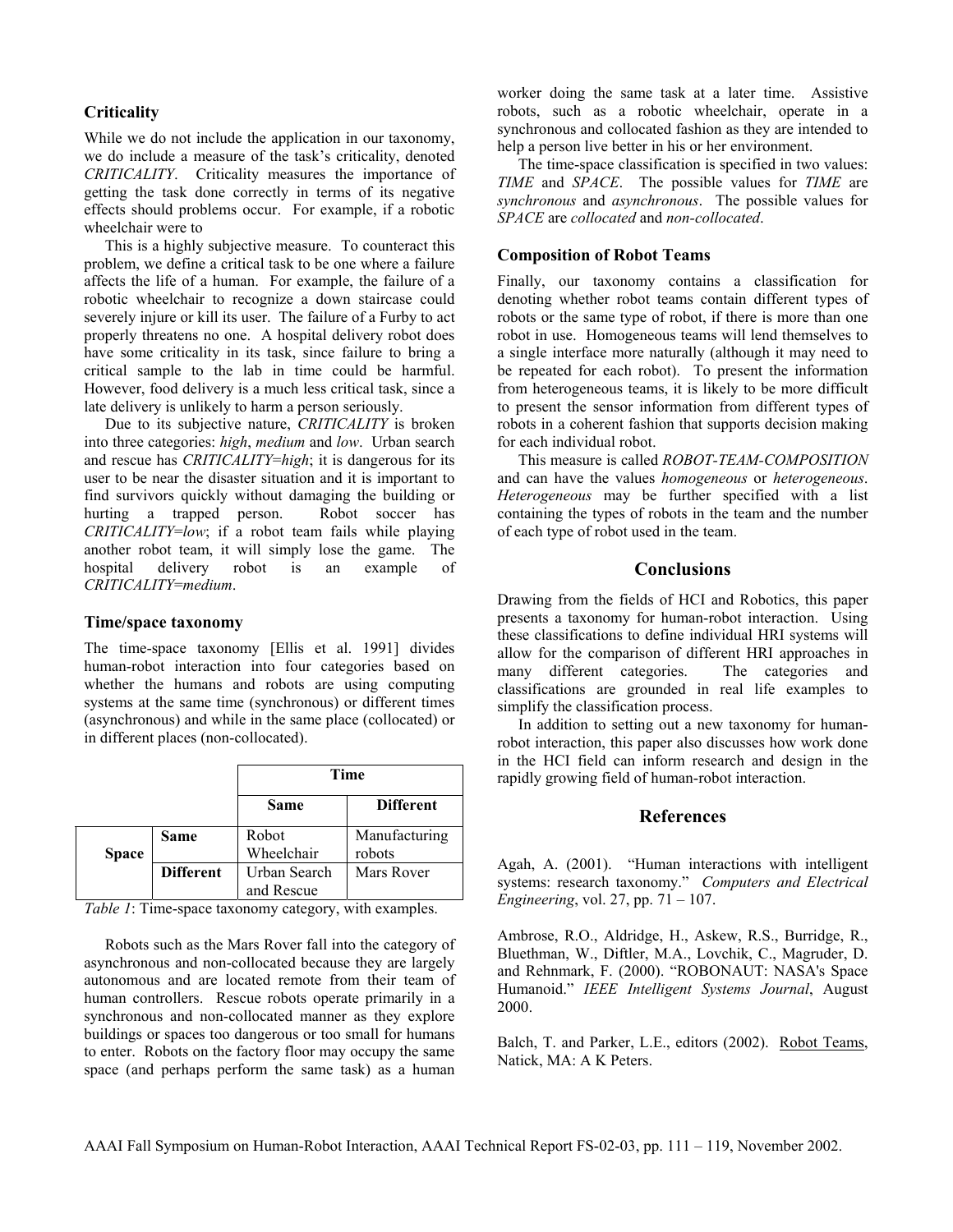### Criticality

While we do not include the application in our taxonomy, we do include a measure of the task's criticality, denoted *CRITICALITY*. Criticality measures the importance of getting the task done correctly in terms of its negative effects should problems occur. For example, if a robotic wheelchair were to

This is a highly subjective measure. To counteract this problem, we define a critical task to be one where a failure affects the life of a human. For example, the failure of a robotic wheelchair to recognize a down staircase could severely injure or kill its user. The failure of a Furby to act properly threatens no one. A hospital delivery robot does have some criticality in its task, since failure to bring a critical sample to the lab in time could be harmful. However, food delivery is a much less critical task, since a late delivery is unlikely to harm a person seriously.

Due to its subjective nature, *CRITICALITY* is broken into three categories: *high*, *medium* and *low*. Urban search and rescue has *CRITICALITY=high*; it is dangerous for its user to be near the disaster situation and it is important to find survivors quickly without damaging the building or hurting a trapped person. Robot soccer has *CRITICALITY=low*; if a robot team fails while playing another robot team, it will simply lose the game. The hospital delivery robot is an example of *CRITICALITY=medium*.

### Time/space taxonomy

The time-space taxonomy [Ellis et al. 1991] divides human-robot interaction into four categories based on whether the humans and robots are using computing systems at the same time (synchronous) or different times (asynchronous) and while in the same place (collocated) or in different places (non-collocated).

| | | Time | |
|---|---|---|---|
| | | **Same** | **Different** |
| **Space** | **Same** | Robot Wheelchair | Manufacturing robots |
| | **Different** | Urban Search and Rescue | Mars Rover |

*Table 1*: Time-space taxonomy category, with examples.

Robots such as the Mars Rover fall into the category of asynchronous and non-collocated because they are largely autonomous and are located remote from their team of human controllers. Rescue robots operate primarily in a synchronous and non-collocated manner as they explore buildings or spaces too dangerous or too small for humans to enter. Robots on the factory floor may occupy the same space (and perhaps perform the same task) as a human worker doing the same task at a later time. Assistive robots, such as a robotic wheelchair, operate in a synchronous and collocated fashion as they are intended to help a person live better in his or her environment.

The time-space classification is specified in two values: *TIME* and *SPACE*. The possible values for *TIME* are *synchronous* and *asynchronous*. The possible values for *SPACE* are *collocated* and *non-collocated*.

### Composition of Robot Teams

Finally, our taxonomy contains a classification for denoting whether robot teams contain different types of robots or the same type of robot, if there is more than one robot in use. Homogeneous teams will lend themselves to a single interface more naturally (although it may need to be repeated for each robot). To present the information from heterogeneous teams, it is likely to be more difficult to present the sensor information from different types of robots in a coherent fashion that supports decision making for each individual robot.

This measure is called *ROBOT-TEAM-COMPOSITION* and can have the values *homogeneous* or *heterogeneous*. *Heterogeneous* may be further specified with a list containing the types of robots in the team and the number of each type of robot used in the team.

## Conclusions

Drawing from the fields of HCI and Robotics, this paper presents a taxonomy for human-robot interaction. Using these classifications to define individual HRI systems will allow for the comparison of different HRI approaches in many different categories. The categories and classifications are grounded in real life examples to simplify the classification process.

In addition to setting out a new taxonomy for human-robot interaction, this paper also discusses how work done in the HCI field can inform research and design in the rapidly growing field of human-robot interaction.

## References

Agah, A. (2001). "Human interactions with intelligent systems: research taxonomy." *Computers and Electrical Engineering*, vol. 27, pp. 71 – 107.

Ambrose, R.O., Aldridge, H., Askew, R.S., Burridge, R., Bluethman, W., Diftler, M.A., Lovchik, C., Magruder, D. and Rehnmark, F. (2000). "ROBONAUT: NASA's Space Humanoid." *IEEE Intelligent Systems Journal*, August 2000.

Balch, T. and Parker, L.E., editors (2002). Robot Teams, Natick, MA: A K Peters.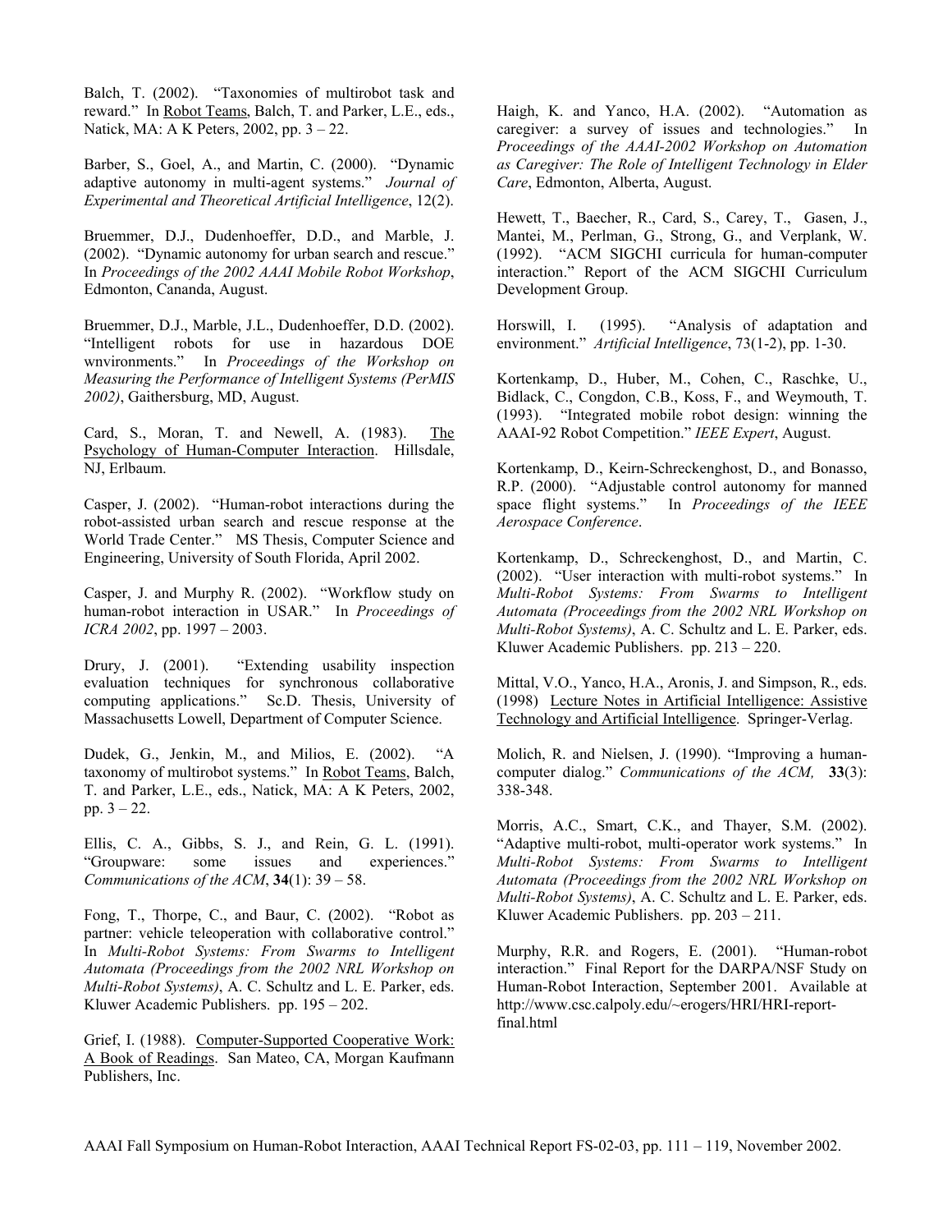Balch, T. (2002). "Taxonomies of multirobot task and reward." In Robot Teams, Balch, T. and Parker, L.E., eds., Natick, MA: A K Peters, 2002, pp. 3 – 22.

Barber, S., Goel, A., and Martin, C. (2000). "Dynamic adaptive autonomy in multi-agent systems." *Journal of Experimental and Theoretical Artificial Intelligence*, 12(2).

Bruemmer, D.J., Dudenhoeffer, D.D., and Marble, J. (2002). "Dynamic autonomy for urban search and rescue." In *Proceedings of the 2002 AAAI Mobile Robot Workshop*, Edmonton, Cananda, August.

Bruemmer, D.J., Marble, J.L., Dudenhoeffer, D.D. (2002). "Intelligent robots for use in hazardous DOE wnvironments." In *Proceedings of the Workshop on Measuring the Performance of Intelligent Systems (PerMIS 2002)*, Gaithersburg, MD, August.

Card, S., Moran, T. and Newell, A. (1983). The Psychology of Human-Computer Interaction. Hillsdale, NJ, Erlbaum.

Casper, J. (2002). "Human-robot interactions during the robot-assisted urban search and rescue response at the World Trade Center." MS Thesis, Computer Science and Engineering, University of South Florida, April 2002.

Casper, J. and Murphy R. (2002). "Workflow study on human-robot interaction in USAR." In *Proceedings of ICRA 2002*, pp. 1997 – 2003.

Drury, J. (2001). "Extending usability inspection evaluation techniques for synchronous collaborative computing applications." Sc.D. Thesis, University of Massachusetts Lowell, Department of Computer Science.

Dudek, G., Jenkin, M., and Milios, E. (2002). "A taxonomy of multirobot systems." In Robot Teams, Balch, T. and Parker, L.E., eds., Natick, MA: A K Peters, 2002, pp. 3 – 22.

Ellis, C. A., Gibbs, S. J., and Rein, G. L. (1991). "Groupware: some issues and experiences." *Communications of the ACM*, **34**(1): 39 – 58.

Fong, T., Thorpe, C., and Baur, C. (2002). "Robot as partner: vehicle teleoperation with collaborative control." In *Multi-Robot Systems: From Swarms to Intelligent Automata (Proceedings from the 2002 NRL Workshop on Multi-Robot Systems)*, A. C. Schultz and L. E. Parker, eds. Kluwer Academic Publishers. pp. 195 – 202.

Grief, I. (1988). Computer-Supported Cooperative Work: A Book of Readings. San Mateo, CA, Morgan Kaufmann Publishers, Inc.

Haigh, K. and Yanco, H.A. (2002). "Automation as caregiver: a survey of issues and technologies." In *Proceedings of the AAAI-2002 Workshop on Automation as Caregiver: The Role of Intelligent Technology in Elder Care*, Edmonton, Alberta, August.

Hewett, T., Baecher, R., Card, S., Carey, T., Gasen, J., Mantei, M., Perlman, G., Strong, G., and Verplank, W. (1992). "ACM SIGCHI curricula for human-computer interaction." Report of the ACM SIGCHI Curriculum Development Group.

Horswill, I. (1995). "Analysis of adaptation and environment." *Artificial Intelligence*, 73(1-2), pp. 1-30.

Kortenkamp, D., Huber, M., Cohen, C., Raschke, U., Bidlack, C., Congdon, C.B., Koss, F., and Weymouth, T. (1993). "Integrated mobile robot design: winning the AAAI-92 Robot Competition." *IEEE Expert*, August.

Kortenkamp, D., Keirn-Schreckenghost, D., and Bonasso, R.P. (2000). "Adjustable control autonomy for manned space flight systems." In *Proceedings of the IEEE Aerospace Conference*.

Kortenkamp, D., Schreckenghost, D., and Martin, C. (2002). "User interaction with multi-robot systems." In *Multi-Robot Systems: From Swarms to Intelligent Automata (Proceedings from the 2002 NRL Workshop on Multi-Robot Systems)*, A. C. Schultz and L. E. Parker, eds. Kluwer Academic Publishers. pp. 213 – 220.

Mittal, V.O., Yanco, H.A., Aronis, J. and Simpson, R., eds. (1998) Lecture Notes in Artificial Intelligence: Assistive Technology and Artificial Intelligence. Springer-Verlag.

Molich, R. and Nielsen, J. (1990). "Improving a human-computer dialog." *Communications of the ACM,* **33**(3): 338-348.

Morris, A.C., Smart, C.K., and Thayer, S.M. (2002). "Adaptive multi-robot, multi-operator work systems." In *Multi-Robot Systems: From Swarms to Intelligent Automata (Proceedings from the 2002 NRL Workshop on Multi-Robot Systems)*, A. C. Schultz and L. E. Parker, eds. Kluwer Academic Publishers. pp. 203 – 211.

Murphy, R.R. and Rogers, E. (2001). "Human-robot interaction." Final Report for the DARPA/NSF Study on Human-Robot Interaction, September 2001. Available at http://www.csc.calpoly.edu/~erogers/HRI/HRI-report-final.html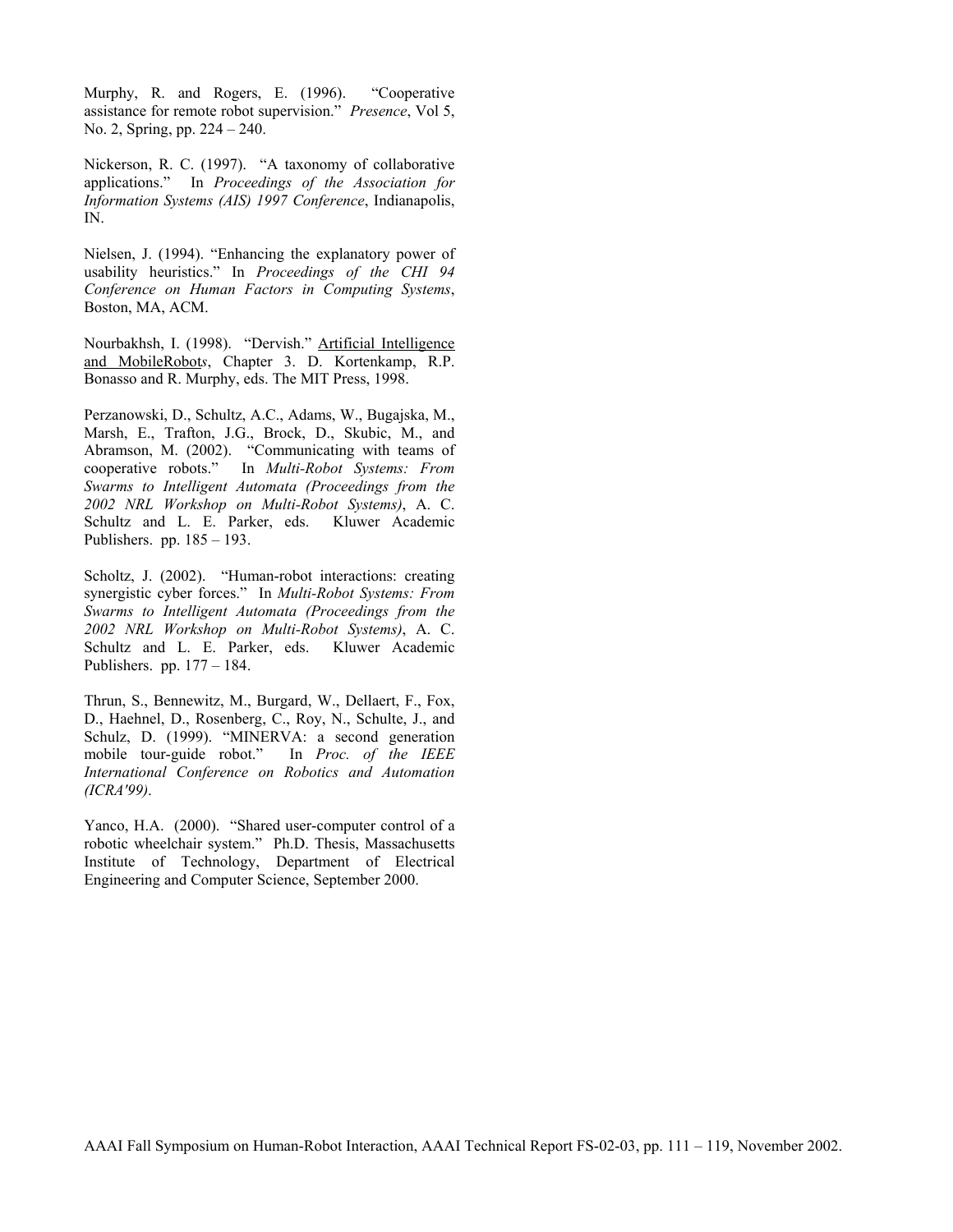Murphy, R. and Rogers, E. (1996). "Cooperative assistance for remote robot supervision." *Presence*, Vol 5, No. 2, Spring, pp. 224 – 240.

Nickerson, R. C. (1997). "A taxonomy of collaborative applications." In *Proceedings of the Association for Information Systems (AIS) 1997 Conference*, Indianapolis, IN.

Nielsen, J. (1994). "Enhancing the explanatory power of usability heuristics." In *Proceedings of the CHI 94 Conference on Human Factors in Computing Systems*, Boston, MA, ACM.

Nourbakhsh, I. (1998). "Dervish." Artificial Intelligence and MobileRobots, Chapter 3. D. Kortenkamp, R.P. Bonasso and R. Murphy, eds. The MIT Press, 1998.

Perzanowski, D., Schultz, A.C., Adams, W., Bugajska, M., Marsh, E., Trafton, J.G., Brock, D., Skubic, M., and Abramson, M. (2002). "Communicating with teams of cooperative robots." In *Multi-Robot Systems: From Swarms to Intelligent Automata (Proceedings from the 2002 NRL Workshop on Multi-Robot Systems)*, A. C. Schultz and L. E. Parker, eds. Kluwer Academic Publishers. pp. 185 – 193.

Scholtz, J. (2002). "Human-robot interactions: creating synergistic cyber forces." In *Multi-Robot Systems: From Swarms to Intelligent Automata (Proceedings from the 2002 NRL Workshop on Multi-Robot Systems)*, A. C. Schultz and L. E. Parker, eds. Kluwer Academic Publishers. pp. 177 – 184.

Thrun, S., Bennewitz, M., Burgard, W., Dellaert, F., Fox, D., Haehnel, D., Rosenberg, C., Roy, N., Schulte, J., and Schulz, D. (1999). "MINERVA: a second generation mobile tour-guide robot." In *Proc. of the IEEE International Conference on Robotics and Automation (ICRA'99)*.

Yanco, H.A. (2000). "Shared user-computer control of a robotic wheelchair system." Ph.D. Thesis, Massachusetts Institute of Technology, Department of Electrical Engineering and Computer Science, September 2000.